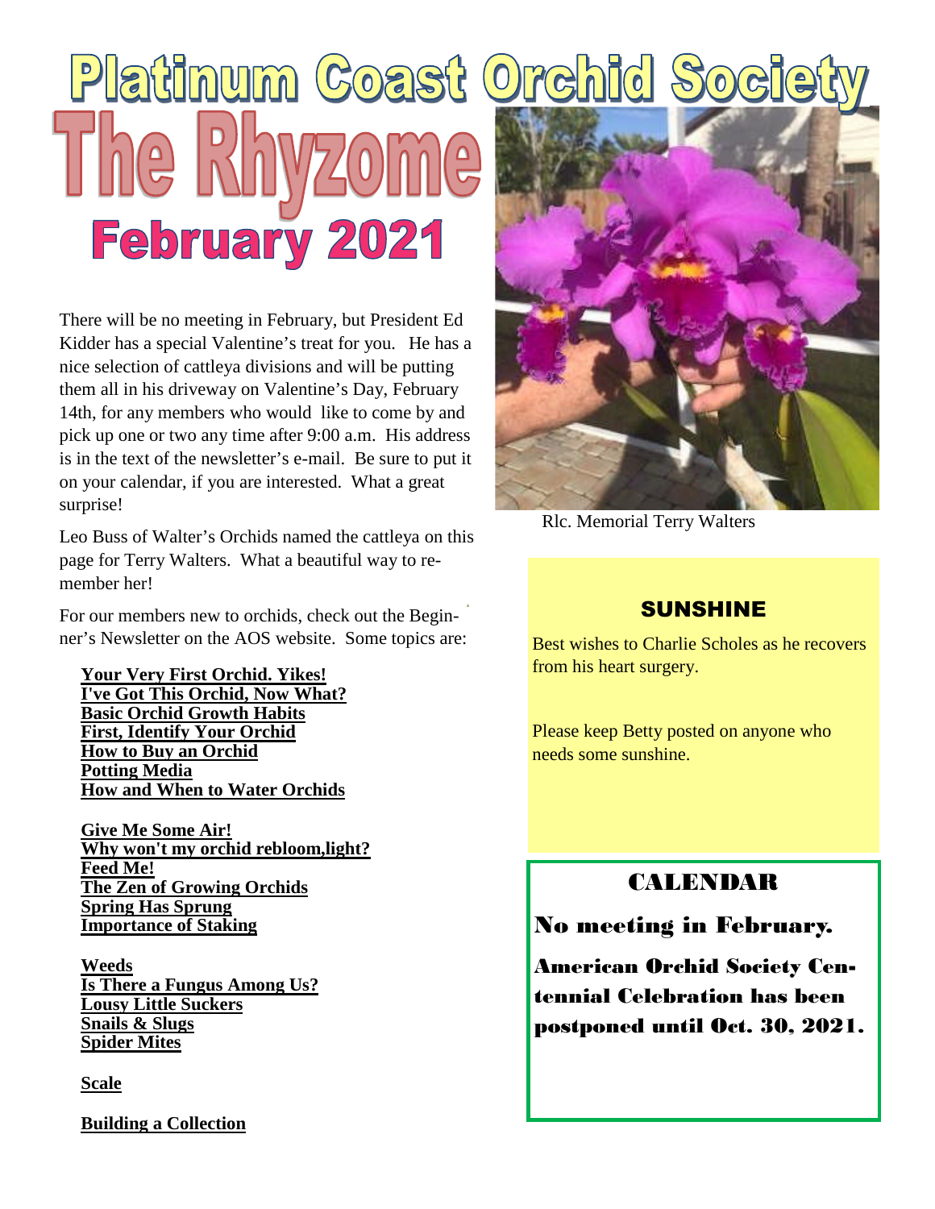# Platinum Coast Orchid Society

# The Rhyzome

## February 2021

There will be no meeting in February, but President Ed Kidder has a special Valentine's treat for you. He has a nice selection of cattleya divisions and will be putting them all in his driveway on Valentine's Day, February 14th, for any members who would like to come by and pick up one or two any time after 9:00 a.m. His address is in the text of the newsletter's e-mail. Be sure to put it on your calendar, if you are interested. What a great surprise!

Leo Buss of Walter's Orchids named the cattleya on this page for Terry Walters. What a beautiful way to remember her!

For our members new to orchids, check out the Beginner's Newsletter on the AOS website. Some topics are:

**Your Very First Orchid. Yikes!**
**I've Got This Orchid, Now What?**
**Basic Orchid Growth Habits**
**First, Identify Your Orchid**
**How to Buy an Orchid**
**Potting Media**
**How and When to Water Orchids**

**Give Me Some Air!**
**Why won't my orchid rebloom,light?**
**Feed Me!**
**The Zen of Growing Orchids**
**Spring Has Sprung**
**Importance of Staking**

**Weeds**
**Is There a Fungus Among Us?**
**Lousy Little Suckers**
**Snails & Slugs**
**Spider Mites**

**Scale**

**Building a Collection**

Rlc. Memorial Terry Walters

### SUNSHINE

Best wishes to Charlie Scholes as he recovers from his heart surgery.

Please keep Betty posted on anyone who needs some sunshine.

### CALENDAR

**No meeting in February.**

**American Orchid Society Centennial Celebration has been postponed until Oct. 30, 2021.**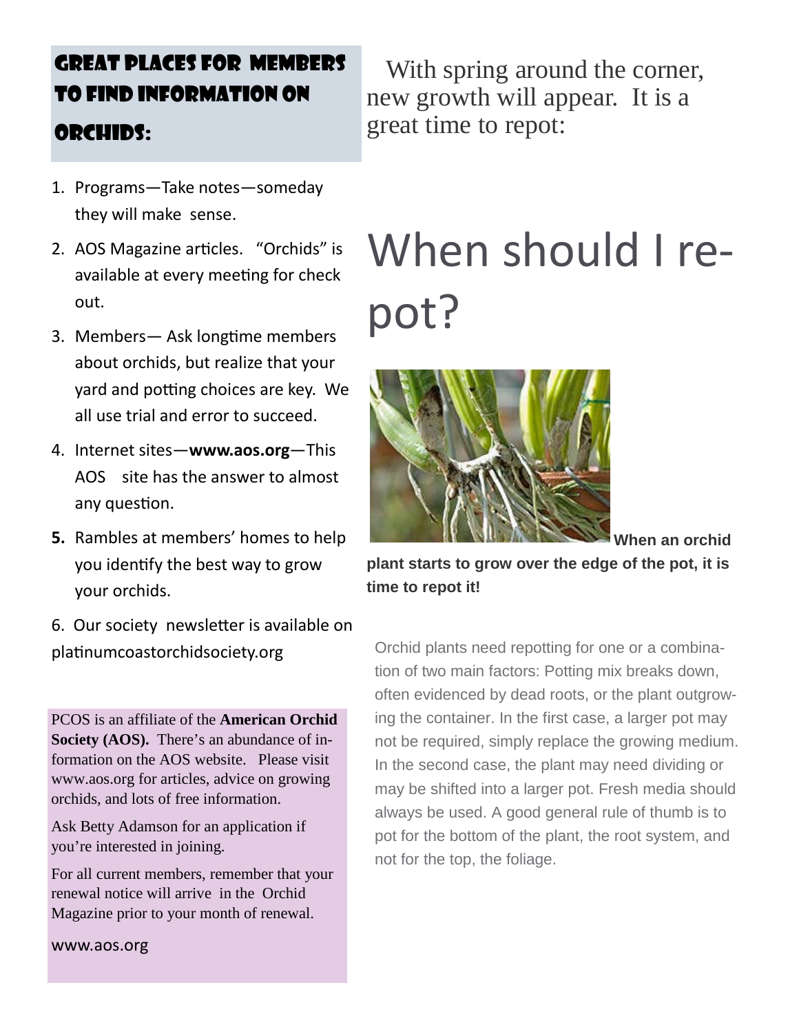## Great Places for Members to Find Information on Orchids:

1. Programs—Take notes—someday they will make sense.
2. AOS Magazine articles. "Orchids" is available at every meeting for check out.
3. Members— Ask longtime members about orchids, but realize that your yard and potting choices are key. We all use trial and error to succeed.
4. Internet sites—**www.aos.org**—This AOS site has the answer to almost any question.
5. Rambles at members' homes to help you identify the best way to grow your orchids.
6. Our society newsletter is available on platinumcoastorchidsociety.org

PCOS is an affiliate of the **American Orchid Society (AOS).** There's an abundance of information on the AOS website. Please visit www.aos.org for articles, advice on growing orchids, and lots of free information.

Ask Betty Adamson for an application if you're interested in joining.

For all current members, remember that your renewal notice will arrive in the Orchid Magazine prior to your month of renewal.

www.aos.org

With spring around the corner, new growth will appear. It is a great time to repot:

# When should I re-pot?

**When an orchid plant starts to grow over the edge of the pot, it is time to repot it!**

Orchid plants need repotting for one or a combination of two main factors: Potting mix breaks down, often evidenced by dead roots, or the plant outgrowing the container. In the first case, a larger pot may not be required, simply replace the growing medium. In the second case, the plant may need dividing or may be shifted into a larger pot. Fresh media should always be used. A good general rule of thumb is to pot for the bottom of the plant, the root system, and not for the top, the foliage.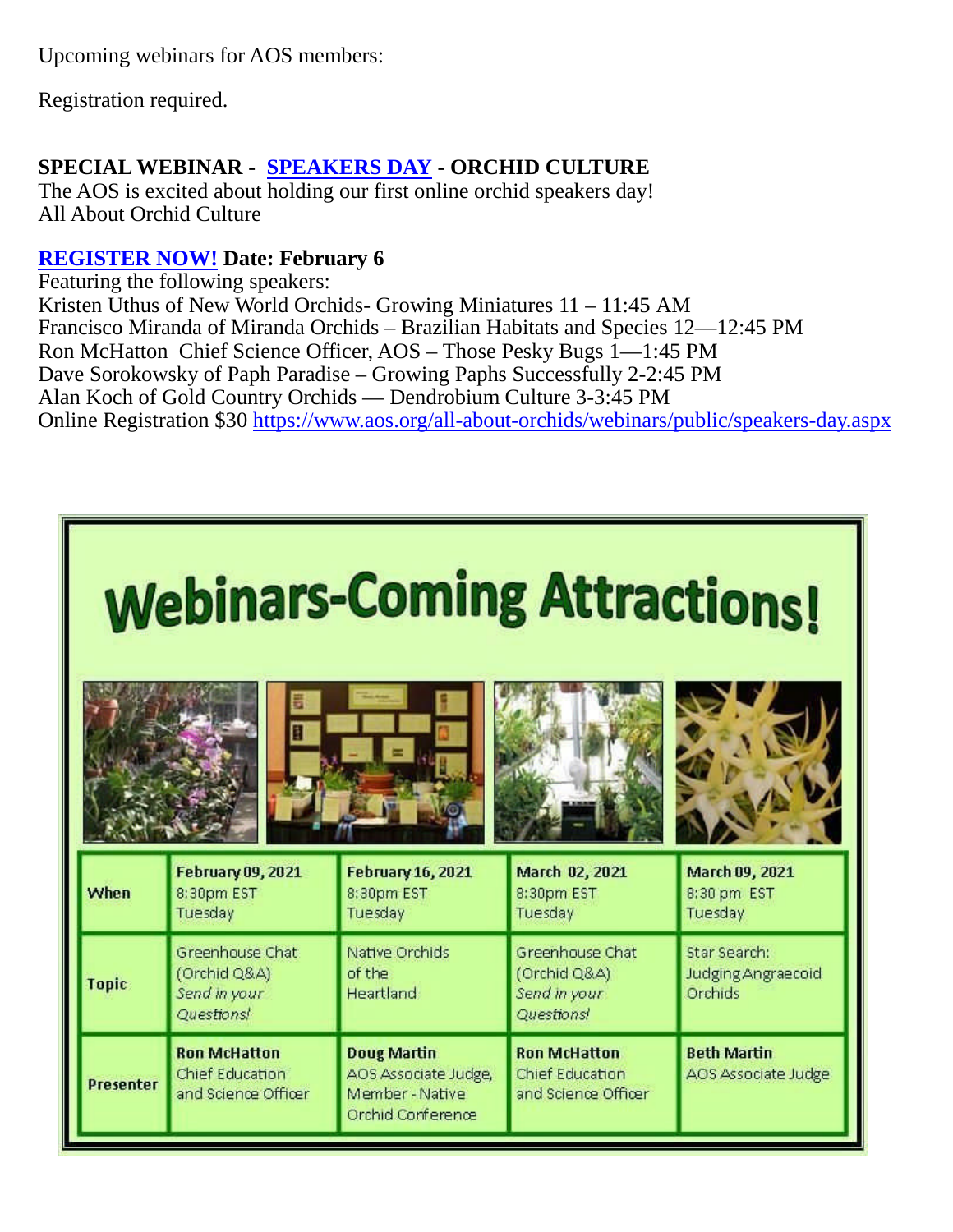Upcoming webinars for AOS members:

Registration required.

**SPECIAL WEBINAR - [SPEAKERS DAY](https://www.aos.org/all-about-orchids/webinars/public/speakers-day.aspx) - ORCHID CULTURE**
The AOS is excited about holding our first online orchid speakers day!
All About Orchid Culture

**[REGISTER NOW!](https://www.aos.org/all-about-orchids/webinars/public/speakers-day.aspx) Date: February 6**
Featuring the following speakers:
Kristen Uthus of New World Orchids- Growing Miniatures 11 – 11:45 AM
Francisco Miranda of Miranda Orchids – Brazilian Habitats and Species 12—12:45 PM
Ron McHatton Chief Science Officer, AOS – Those Pesky Bugs 1—1:45 PM
Dave Sorokowsky of Paph Paradise – Growing Paphs Successfully 2-2:45 PM
Alan Koch of Gold Country Orchids — Dendrobium Culture 3-3:45 PM
Online Registration $30 https://www.aos.org/all-about-orchids/webinars/public/speakers-day.aspx

# Webinars-Coming Attractions!

| | | | | |
|---|---|---|---|---|
| **When** | **February 09, 2021** 8:30pm EST Tuesday | **February 16, 2021** 8:30pm EST Tuesday | **March 02, 2021** 8:30pm EST Tuesday | **March 09, 2021** 8:30 pm EST Tuesday |
| **Topic** | Greenhouse Chat (Orchid Q&A) *Send in your Questions!* | Native Orchids of the Heartland | Greenhouse Chat (Orchid Q&A) *Send in your Questions!* | Star Search: Judging Angraecoid Orchids |
| **Presenter** | **Ron McHatton** Chief Education and Science Officer | **Doug Martin** AOS Associate Judge, Member - Native Orchid Conference | **Ron McHatton** Chief Education and Science Officer | **Beth Martin** AOS Associate Judge |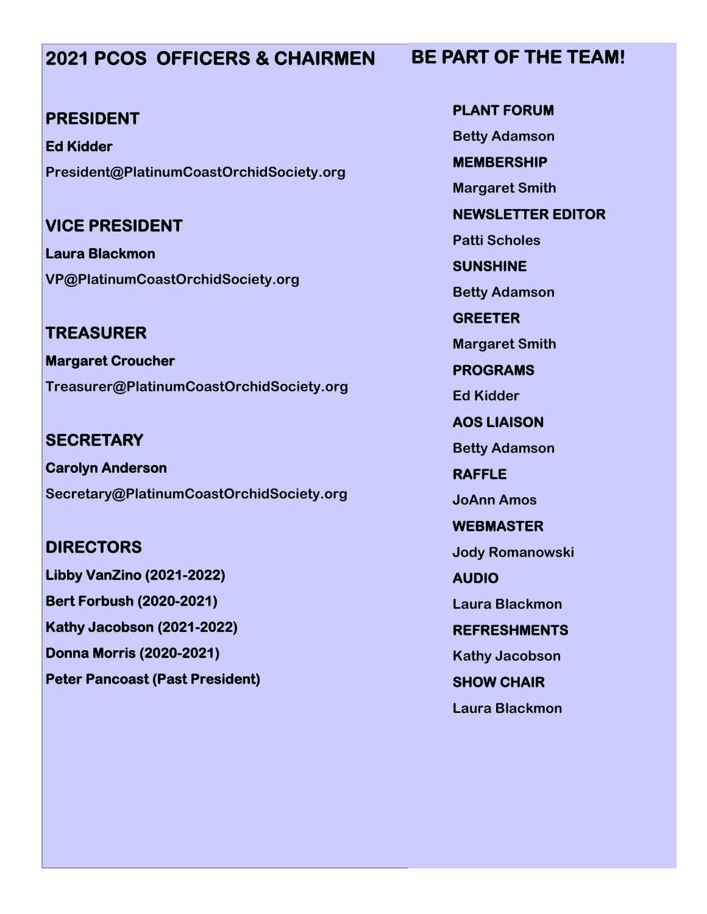## 2021 PCOS OFFICERS & CHAIRMEN

### PRESIDENT

**Ed Kidder**

**President@PlatinumCoastOrchidSociety.org**

### VICE PRESIDENT

**Laura Blackmon**

**VP@PlatinumCoastOrchidSociety.org**

### TREASURER

**Margaret Croucher**

**Treasurer@PlatinumCoastOrchidSociety.org**

### SECRETARY

**Carolyn Anderson**

**Secretary@PlatinumCoastOrchidSociety.org**

### DIRECTORS

**Libby VanZino (2021-2022)**

**Bert Forbush (2020-2021)**

**Kathy Jacobson (2021-2022)**

**Donna Morris (2020-2021)**

**Peter Pancoast (Past President)**

## BE PART OF THE TEAM!

**PLANT FORUM**

Betty Adamson

**MEMBERSHIP**

Margaret Smith

**NEWSLETTER EDITOR**

Patti Scholes

**SUNSHINE**

Betty Adamson

**GREETER**

Margaret Smith

**PROGRAMS**

Ed Kidder

**AOS LIAISON**

Betty Adamson

**RAFFLE**

JoAnn Amos

**WEBMASTER**

Jody Romanowski

**AUDIO**

Laura Blackmon

**REFRESHMENTS**

Kathy Jacobson

**SHOW CHAIR**

Laura Blackmon